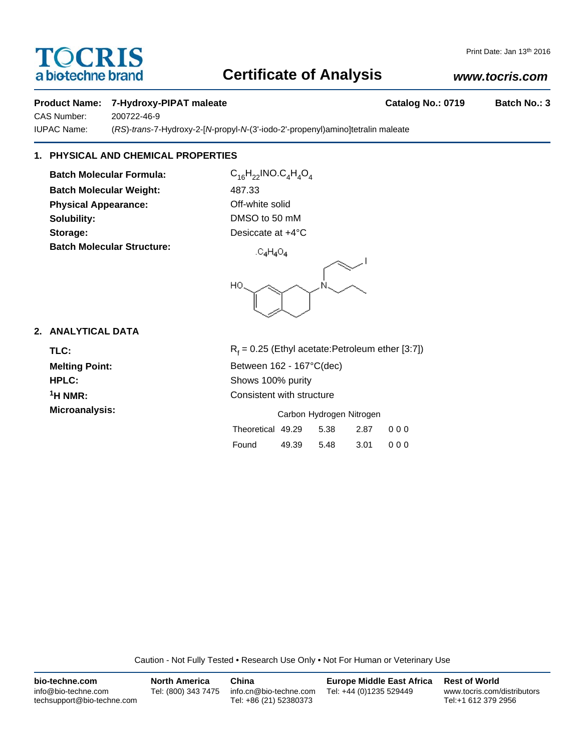# TOCRIS
a bio-techne brand

Print Date: Jan 13th 2016

## Certificate of Analysis

www.tocris.com

**Product Name: 7-Hydroxy-PIPAT maleate** | **Catalog No.: 0719** | **Batch No.: 3**

CAS Number: 200722-46-9

IUPAC Name: (*RS*)-*trans*-7-Hydroxy-2-[*N*-propyl-*N*-(3'-iodo-2'-propenyl)amino]tetralin maleate

### 1. PHYSICAL AND CHEMICAL PROPERTIES

**Batch Molecular Formula:** $C_{16}H_{22}INO.C_4H_4O_4$

**Batch Molecular Weight:** 487.33

**Physical Appearance:** Off-white solid

**Solubility:** DMSO to 50 mM

**Storage:** Desiccate at +4°C

**Batch Molecular Structure:**

$.C_4H_4O_4$

### 2. ANALYTICAL DATA

**TLC:** $R_f$ = 0.25 (Ethyl acetate:Petroleum ether [3:7])

**Melting Point:** Between 162 - 167°C(dec)

**HPLC:** Shows 100% purity

**$^1$H NMR:** Consistent with structure

**Microanalysis:**

| | Carbon | Hydrogen | Nitrogen | |
|---|---|---|---|---|
| Theoretical | 49.29 | 5.38 | 2.87 | 0 0 0 |
| Found | 49.39 | 5.48 | 3.01 | 0 0 0 |

Caution - Not Fully Tested • Research Use Only • Not For Human or Veterinary Use

**bio-techne.com**
info@bio-techne.com
techsupport@bio-techne.com

**North America**
Tel: (800) 343 7475

**China**
info.cn@bio-techne.com
Tel: +86 (21) 52380373

**Europe Middle East Africa**
Tel: +44 (0)1235 529449

**Rest of World**
www.tocris.com/distributors
Tel:+1 612 379 2956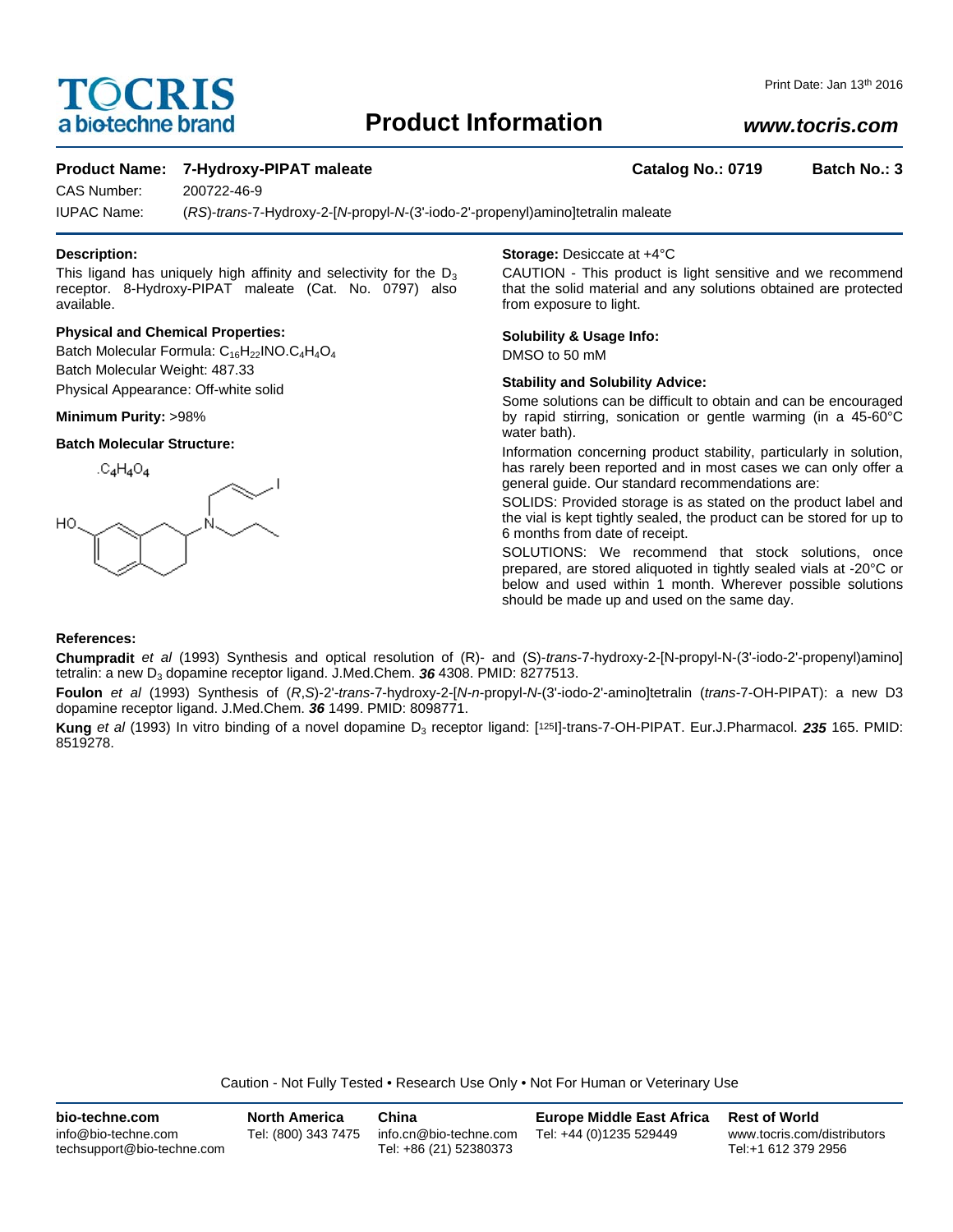# Product Information

Print Date: Jan 13th 2016

www.tocris.com

**Product Name:** **7-Hydroxy-PIPAT maleate** **Catalog No.: 0719** **Batch No.: 3**

CAS Number: 200722-46-9

IUPAC Name: (*RS*)-*trans*-7-Hydroxy-2-[*N*-propyl-*N*-(3'-iodo-2'-propenyl)amino]tetralin maleate

**Description:**

This ligand has uniquely high affinity and selectivity for the $D_3$ receptor. 8-Hydroxy-PIPAT maleate (Cat. No. 0797) also available.

**Physical and Chemical Properties:**

Batch Molecular Formula: $C_{16}H_{22}INO.C_4H_4O_4$

Batch Molecular Weight: 487.33

Physical Appearance: Off-white solid

**Minimum Purity:** >98%

**Batch Molecular Structure:**

$.C_4H_4O_4$

HO

N

I

**Storage:** Desiccate at +4°C

CAUTION - This product is light sensitive and we recommend that the solid material and any solutions obtained are protected from exposure to light.

**Solubility & Usage Info:**

DMSO to 50 mM

**Stability and Solubility Advice:**

Some solutions can be difficult to obtain and can be encouraged by rapid stirring, sonication or gentle warming (in a 45-60°C water bath).

Information concerning product stability, particularly in solution, has rarely been reported and in most cases we can only offer a general guide. Our standard recommendations are:

SOLIDS: Provided storage is as stated on the product label and the vial is kept tightly sealed, the product can be stored for up to 6 months from date of receipt.

SOLUTIONS: We recommend that stock solutions, once prepared, are stored aliquoted in tightly sealed vials at -20°C or below and used within 1 month. Wherever possible solutions should be made up and used on the same day.

**References:**

**Chumpradit** *et al* (1993) Synthesis and optical resolution of (R)- and (S)-*trans*-7-hydroxy-2-[N-propyl-N-(3'-iodo-2'-propenyl)amino] tetralin: a new $D_3$ dopamine receptor ligand. J.Med.Chem. ***36*** 4308. PMID: 8277513.

**Foulon** *et al* (1993) Synthesis of (*R*,*S*)-2'-*trans*-7-hydroxy-2-[*N*-*n*-propyl-*N*-(3'-iodo-2'-amino]tetralin (*trans*-7-OH-PIPAT): a new D3 dopamine receptor ligand. J.Med.Chem. ***36*** 1499. PMID: 8098771.

**Kung** *et al* (1993) In vitro binding of a novel dopamine $D_3$ receptor ligand: [$^{125}$I]-trans-7-OH-PIPAT. Eur.J.Pharmacol. ***235*** 165. PMID: 8519278.

Caution - Not Fully Tested • Research Use Only • Not For Human or Veterinary Use

**bio-techne.com**
info@bio-techne.com
techsupport@bio-techne.com

**North America**
Tel: (800) 343 7475

**China**
info.cn@bio-techne.com
Tel: +86 (21) 52380373

**Europe Middle East Africa**
Tel: +44 (0)1235 529449

**Rest of World**
www.tocris.com/distributors
Tel:+1 612 379 2956